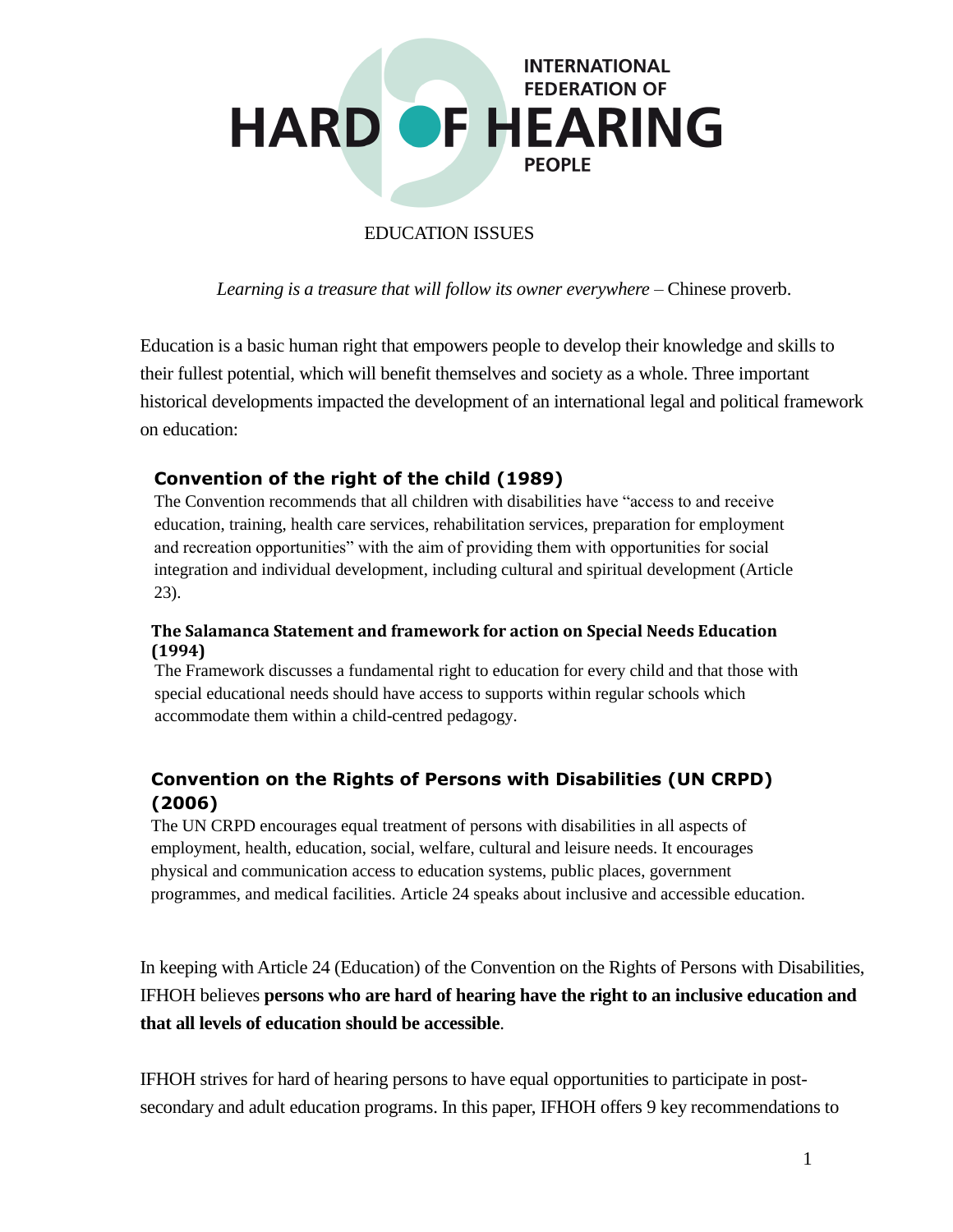INTERNATIONAL FEDERATION OF HARD OF HEARING PEOPLE

# EDUCATION ISSUES

*Learning is a treasure that will follow its owner everywhere* – Chinese proverb.

Education is a basic human right that empowers people to develop their knowledge and skills to their fullest potential, which will benefit themselves and society as a whole. Three important historical developments impacted the development of an international legal and political framework on education:

### Convention of the right of the child (1989)

The Convention recommends that all children with disabilities have "access to and receive education, training, health care services, rehabilitation services, preparation for employment and recreation opportunities" with the aim of providing them with opportunities for social integration and individual development, including cultural and spiritual development (Article 23).

### The Salamanca Statement and framework for action on Special Needs Education (1994)

The Framework discusses a fundamental right to education for every child and that those with special educational needs should have access to supports within regular schools which accommodate them within a child-centred pedagogy.

### Convention on the Rights of Persons with Disabilities (UN CRPD) (2006)

The UN CRPD encourages equal treatment of persons with disabilities in all aspects of employment, health, education, social, welfare, cultural and leisure needs. It encourages physical and communication access to education systems, public places, government programmes, and medical facilities. Article 24 speaks about inclusive and accessible education.

In keeping with Article 24 (Education) of the Convention on the Rights of Persons with Disabilities, IFHOH believes **persons who are hard of hearing have the right to an inclusive education and that all levels of education should be accessible**.

IFHOH strives for hard of hearing persons to have equal opportunities to participate in post-secondary and adult education programs. In this paper, IFHOH offers 9 key recommendations to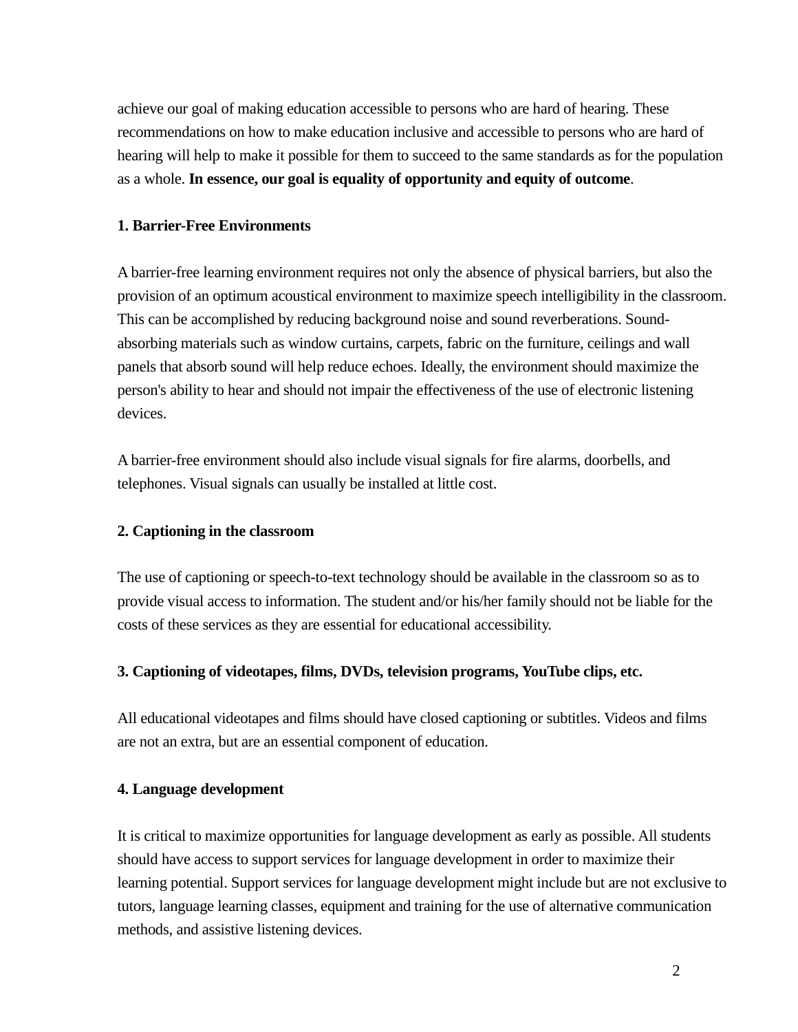achieve our goal of making education accessible to persons who are hard of hearing. These recommendations on how to make education inclusive and accessible to persons who are hard of hearing will help to make it possible for them to succeed to the same standards as for the population as a whole. **In essence, our goal is equality of opportunity and equity of outcome**.

**1. Barrier-Free Environments**

A barrier-free learning environment requires not only the absence of physical barriers, but also the provision of an optimum acoustical environment to maximize speech intelligibility in the classroom. This can be accomplished by reducing background noise and sound reverberations. Sound-absorbing materials such as window curtains, carpets, fabric on the furniture, ceilings and wall panels that absorb sound will help reduce echoes. Ideally, the environment should maximize the person's ability to hear and should not impair the effectiveness of the use of electronic listening devices.

A barrier-free environment should also include visual signals for fire alarms, doorbells, and telephones. Visual signals can usually be installed at little cost.

**2. Captioning in the classroom**

The use of captioning or speech-to-text technology should be available in the classroom so as to provide visual access to information. The student and/or his/her family should not be liable for the costs of these services as they are essential for educational accessibility.

**3. Captioning of videotapes, films, DVDs, television programs, YouTube clips, etc.**

All educational videotapes and films should have closed captioning or subtitles. Videos and films are not an extra, but are an essential component of education.

**4. Language development**

It is critical to maximize opportunities for language development as early as possible. All students should have access to support services for language development in order to maximize their learning potential. Support services for language development might include but are not exclusive to tutors, language learning classes, equipment and training for the use of alternative communication methods, and assistive listening devices.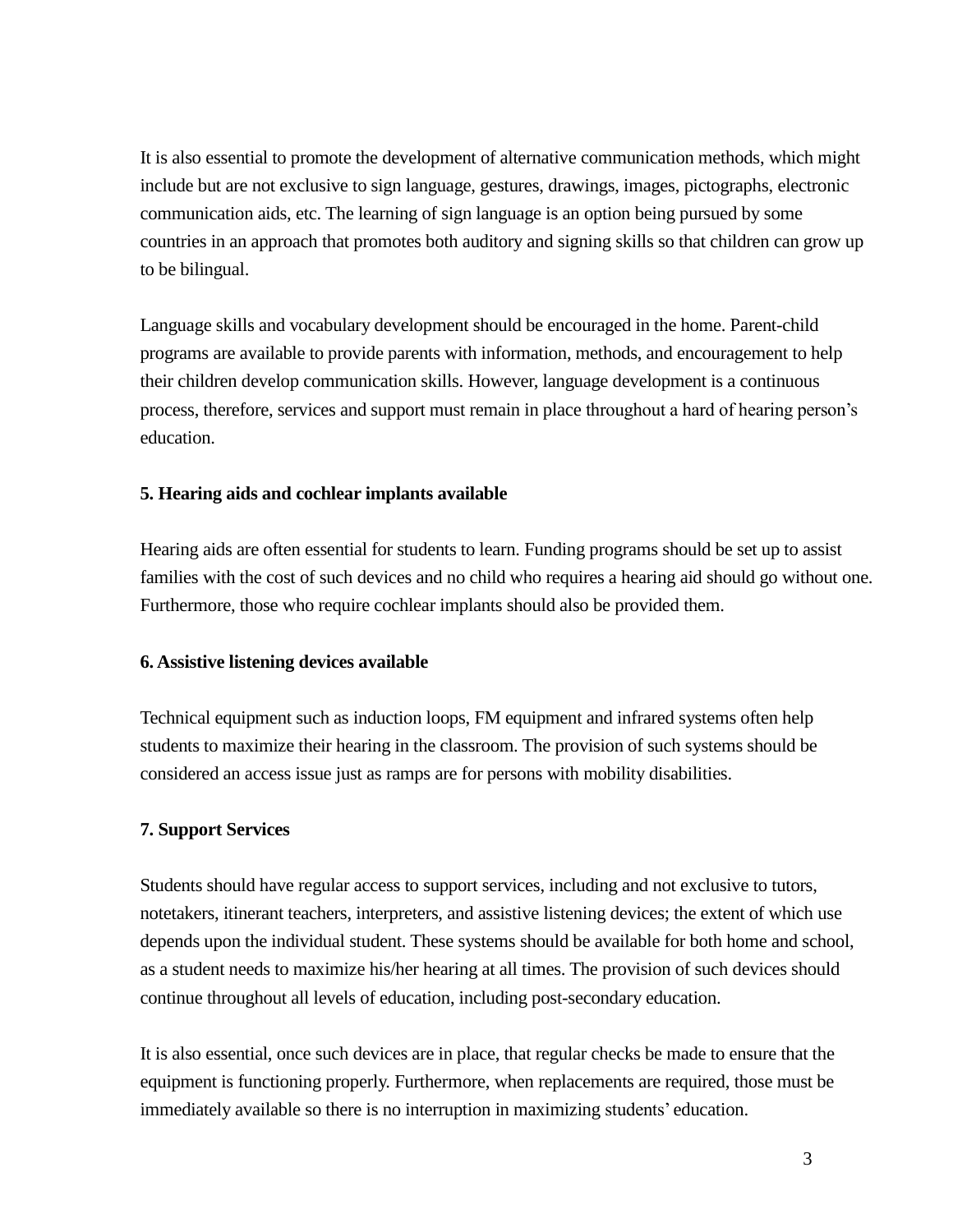It is also essential to promote the development of alternative communication methods, which might include but are not exclusive to sign language, gestures, drawings, images, pictographs, electronic communication aids, etc. The learning of sign language is an option being pursued by some countries in an approach that promotes both auditory and signing skills so that children can grow up to be bilingual.

Language skills and vocabulary development should be encouraged in the home. Parent-child programs are available to provide parents with information, methods, and encouragement to help their children develop communication skills. However, language development is a continuous process, therefore, services and support must remain in place throughout a hard of hearing person's education.

**5. Hearing aids and cochlear implants available**

Hearing aids are often essential for students to learn. Funding programs should be set up to assist families with the cost of such devices and no child who requires a hearing aid should go without one. Furthermore, those who require cochlear implants should also be provided them.

**6. Assistive listening devices available**

Technical equipment such as induction loops, FM equipment and infrared systems often help students to maximize their hearing in the classroom. The provision of such systems should be considered an access issue just as ramps are for persons with mobility disabilities.

**7. Support Services**

Students should have regular access to support services, including and not exclusive to tutors, notetakers, itinerant teachers, interpreters, and assistive listening devices; the extent of which use depends upon the individual student. These systems should be available for both home and school, as a student needs to maximize his/her hearing at all times. The provision of such devices should continue throughout all levels of education, including post-secondary education.

It is also essential, once such devices are in place, that regular checks be made to ensure that the equipment is functioning properly. Furthermore, when replacements are required, those must be immediately available so there is no interruption in maximizing students' education.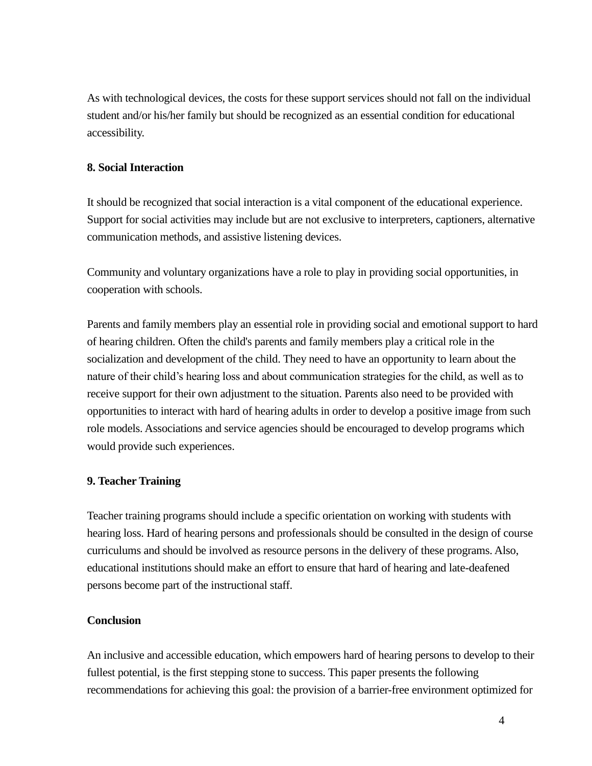As with technological devices, the costs for these support services should not fall on the individual student and/or his/her family but should be recognized as an essential condition for educational accessibility.

**8. Social Interaction**

It should be recognized that social interaction is a vital component of the educational experience. Support for social activities may include but are not exclusive to interpreters, captioners, alternative communication methods, and assistive listening devices.

Community and voluntary organizations have a role to play in providing social opportunities, in cooperation with schools.

Parents and family members play an essential role in providing social and emotional support to hard of hearing children. Often the child's parents and family members play a critical role in the socialization and development of the child. They need to have an opportunity to learn about the nature of their child’s hearing loss and about communication strategies for the child, as well as to receive support for their own adjustment to the situation. Parents also need to be provided with opportunities to interact with hard of hearing adults in order to develop a positive image from such role models. Associations and service agencies should be encouraged to develop programs which would provide such experiences.

**9. Teacher Training**

Teacher training programs should include a specific orientation on working with students with hearing loss. Hard of hearing persons and professionals should be consulted in the design of course curriculums and should be involved as resource persons in the delivery of these programs. Also, educational institutions should make an effort to ensure that hard of hearing and late-deafened persons become part of the instructional staff.

**Conclusion**

An inclusive and accessible education, which empowers hard of hearing persons to develop to their fullest potential, is the first stepping stone to success. This paper presents the following recommendations for achieving this goal: the provision of a barrier-free environment optimized for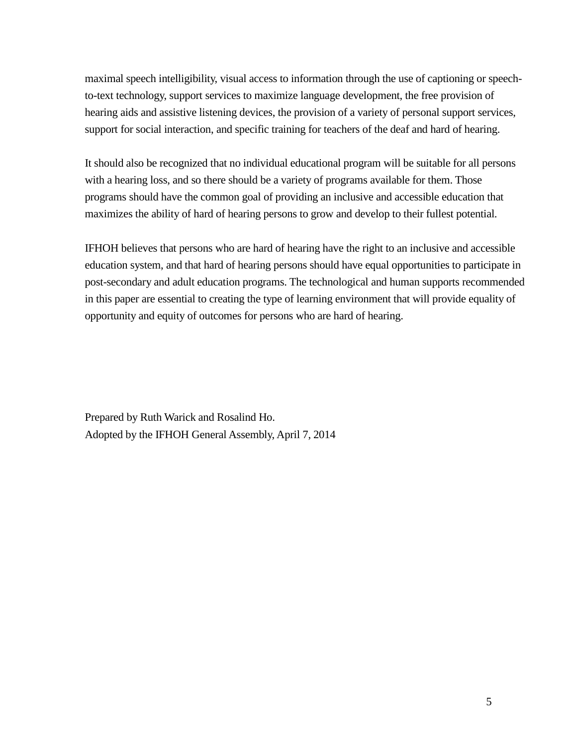maximal speech intelligibility, visual access to information through the use of captioning or speech-to-text technology, support services to maximize language development, the free provision of hearing aids and assistive listening devices, the provision of a variety of personal support services, support for social interaction, and specific training for teachers of the deaf and hard of hearing.

It should also be recognized that no individual educational program will be suitable for all persons with a hearing loss, and so there should be a variety of programs available for them. Those programs should have the common goal of providing an inclusive and accessible education that maximizes the ability of hard of hearing persons to grow and develop to their fullest potential.

IFHOH believes that persons who are hard of hearing have the right to an inclusive and accessible education system, and that hard of hearing persons should have equal opportunities to participate in post-secondary and adult education programs. The technological and human supports recommended in this paper are essential to creating the type of learning environment that will provide equality of opportunity and equity of outcomes for persons who are hard of hearing.

Prepared by Ruth Warick and Rosalind Ho.
Adopted by the IFHOH General Assembly, April 7, 2014